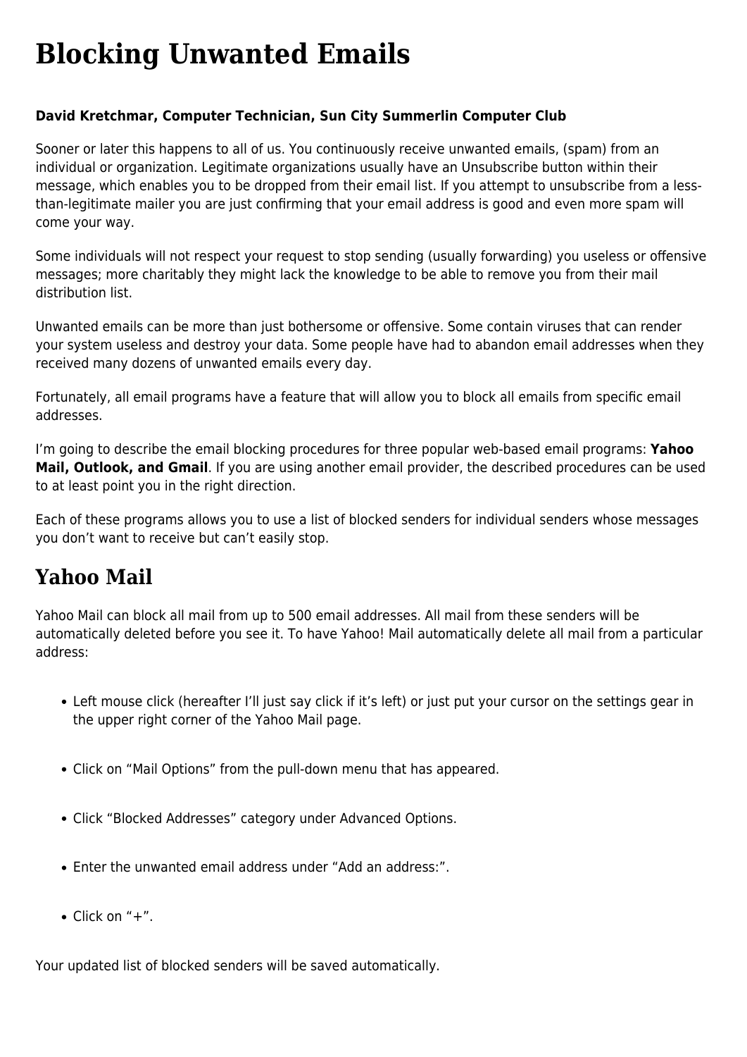# Blocking Unwanted Emails

**David Kretchmar, Computer Technician, Sun City Summerlin Computer Club**

Sooner or later this happens to all of us. You continuously receive unwanted emails, (spam) from an individual or organization. Legitimate organizations usually have an Unsubscribe button within their message, which enables you to be dropped from their email list. If you attempt to unsubscribe from a less-than-legitimate mailer you are just confirming that your email address is good and even more spam will come your way.

Some individuals will not respect your request to stop sending (usually forwarding) you useless or offensive messages; more charitably they might lack the knowledge to be able to remove you from their mail distribution list.

Unwanted emails can be more than just bothersome or offensive. Some contain viruses that can render your system useless and destroy your data. Some people have had to abandon email addresses when they received many dozens of unwanted emails every day.

Fortunately, all email programs have a feature that will allow you to block all emails from specific email addresses.

I'm going to describe the email blocking procedures for three popular web-based email programs: **Yahoo Mail, Outlook, and Gmail**. If you are using another email provider, the described procedures can be used to at least point you in the right direction.

Each of these programs allows you to use a list of blocked senders for individual senders whose messages you don't want to receive but can't easily stop.

## Yahoo Mail

Yahoo Mail can block all mail from up to 500 email addresses. All mail from these senders will be automatically deleted before you see it. To have Yahoo! Mail automatically delete all mail from a particular address:

- Left mouse click (hereafter I'll just say click if it's left) or just put your cursor on the settings gear in the upper right corner of the Yahoo Mail page.
- Click on "Mail Options" from the pull-down menu that has appeared.
- Click "Blocked Addresses" category under Advanced Options.
- Enter the unwanted email address under "Add an address:".
- Click on "+".

Your updated list of blocked senders will be saved automatically.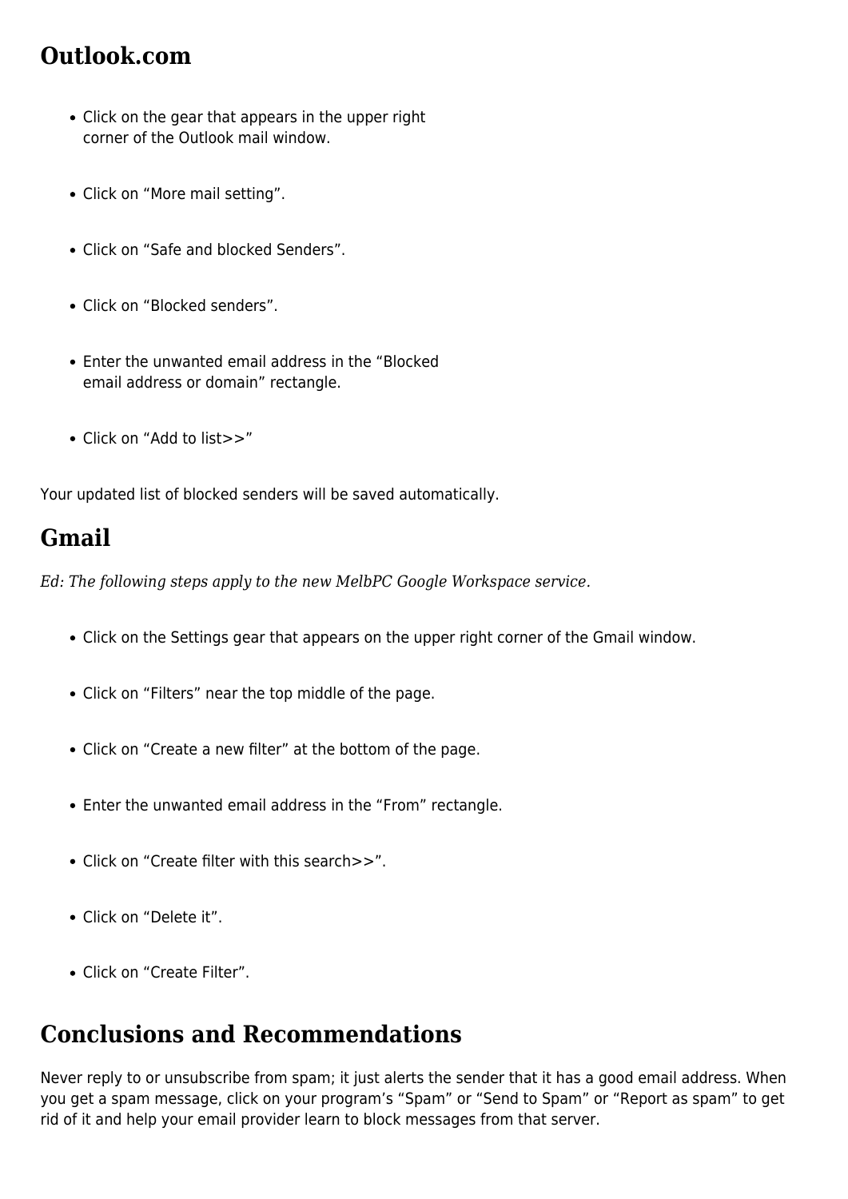## Outlook.com

- Click on the gear that appears in the upper right corner of the Outlook mail window.
- Click on “More mail setting”.
- Click on “Safe and blocked Senders”.
- Click on “Blocked senders”.
- Enter the unwanted email address in the “Blocked email address or domain” rectangle.
- Click on “Add to list>>”

Your updated list of blocked senders will be saved automatically.

## Gmail

*Ed: The following steps apply to the new MelbPC Google Workspace service.*

- Click on the Settings gear that appears on the upper right corner of the Gmail window.
- Click on “Filters” near the top middle of the page.
- Click on “Create a new filter” at the bottom of the page.
- Enter the unwanted email address in the “From” rectangle.
- Click on “Create filter with this search>>”.
- Click on “Delete it”.
- Click on “Create Filter”.

## Conclusions and Recommendations

Never reply to or unsubscribe from spam; it just alerts the sender that it has a good email address. When you get a spam message, click on your program’s “Spam” or “Send to Spam” or “Report as spam” to get rid of it and help your email provider learn to block messages from that server.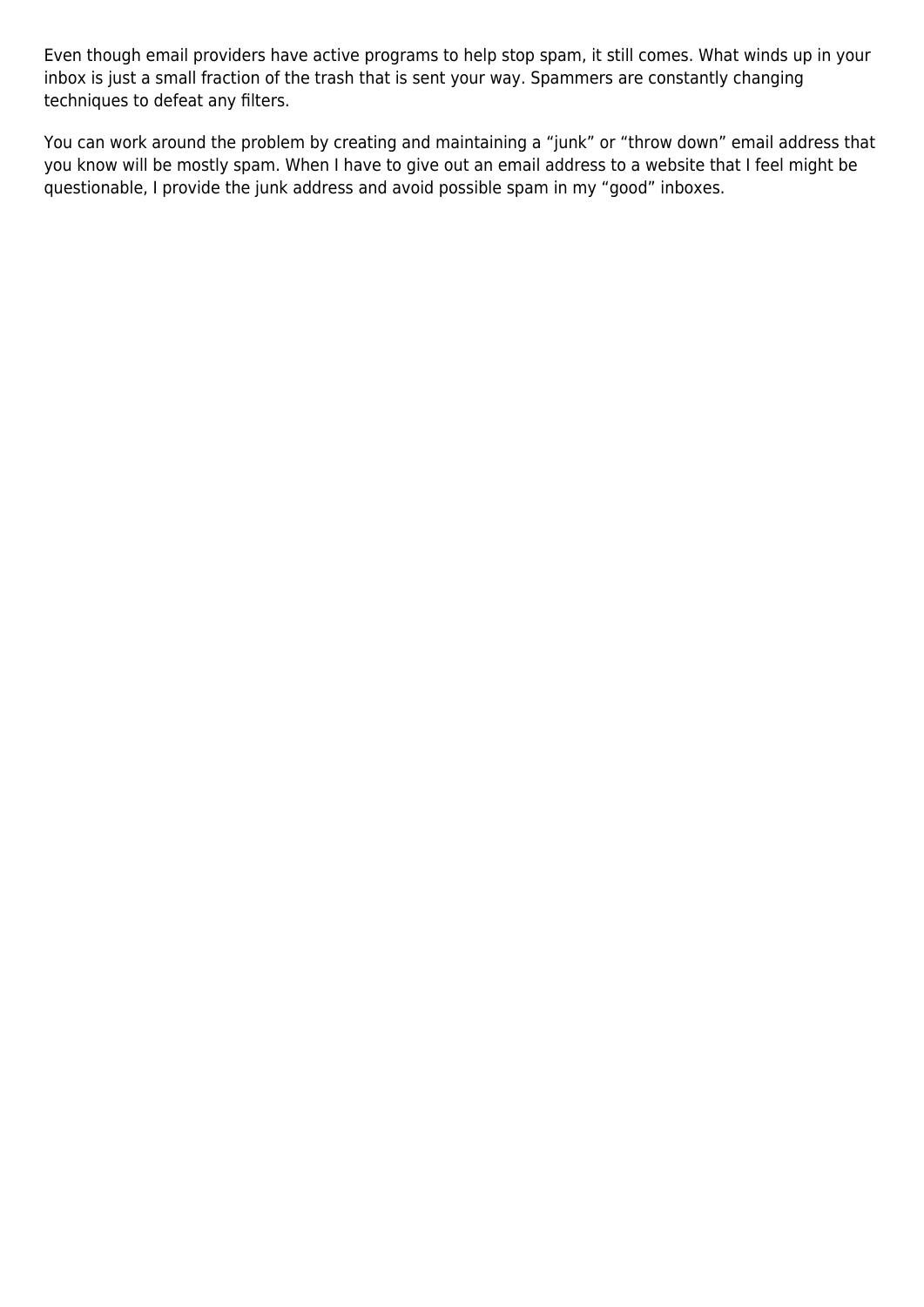Even though email providers have active programs to help stop spam, it still comes. What winds up in your inbox is just a small fraction of the trash that is sent your way. Spammers are constantly changing techniques to defeat any filters.

You can work around the problem by creating and maintaining a "junk" or "throw down" email address that you know will be mostly spam. When I have to give out an email address to a website that I feel might be questionable, I provide the junk address and avoid possible spam in my "good" inboxes.